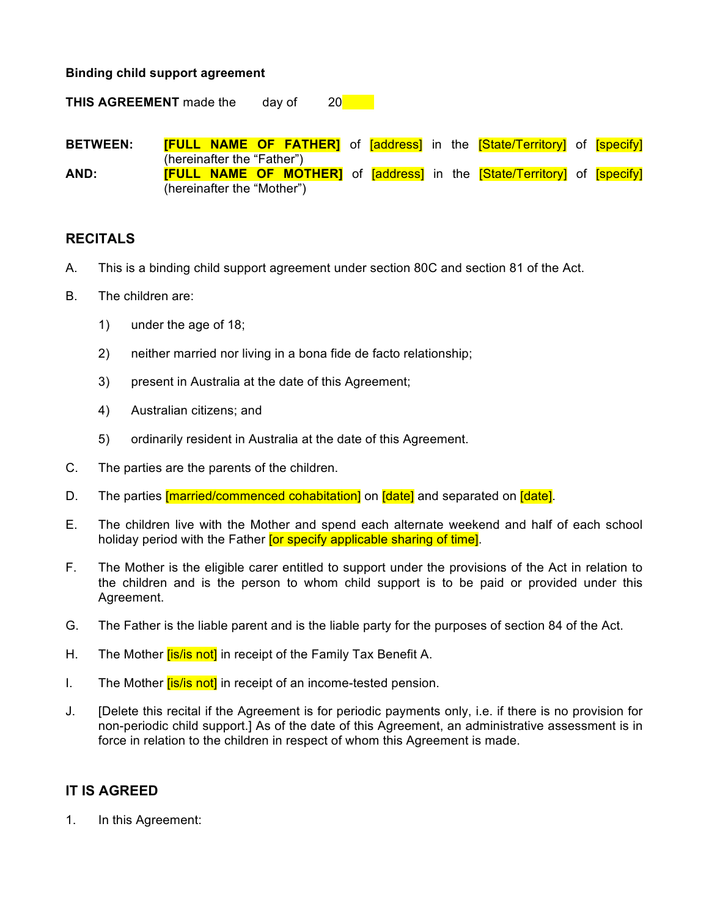**Binding child support agreement**

**THIS AGREEMENT** made the day of 20

**BETWEEN:** **[FULL NAME OF FATHER]** of [address] in the [State/Territory] of [specify] (hereinafter the "Father")

**AND:** **[FULL NAME OF MOTHER]** of [address] in the [State/Territory] of [specify] (hereinafter the "Mother")

## RECITALS

A. This is a binding child support agreement under section 80C and section 81 of the Act.

B. The children are:

1) under the age of 18;

2) neither married nor living in a bona fide de facto relationship;

3) present in Australia at the date of this Agreement;

4) Australian citizens; and

5) ordinarily resident in Australia at the date of this Agreement.

C. The parties are the parents of the children.

D. The parties [married/commenced cohabitation] on [date] and separated on [date].

E. The children live with the Mother and spend each alternate weekend and half of each school holiday period with the Father [or specify applicable sharing of time].

F. The Mother is the eligible carer entitled to support under the provisions of the Act in relation to the children and is the person to whom child support is to be paid or provided under this Agreement.

G. The Father is the liable parent and is the liable party for the purposes of section 84 of the Act.

H. The Mother [is/is not] in receipt of the Family Tax Benefit A.

I. The Mother [is/is not] in receipt of an income-tested pension.

J. [Delete this recital if the Agreement is for periodic payments only, i.e. if there is no provision for non-periodic child support.] As of the date of this Agreement, an administrative assessment is in force in relation to the children in respect of whom this Agreement is made.

## IT IS AGREED

1. In this Agreement: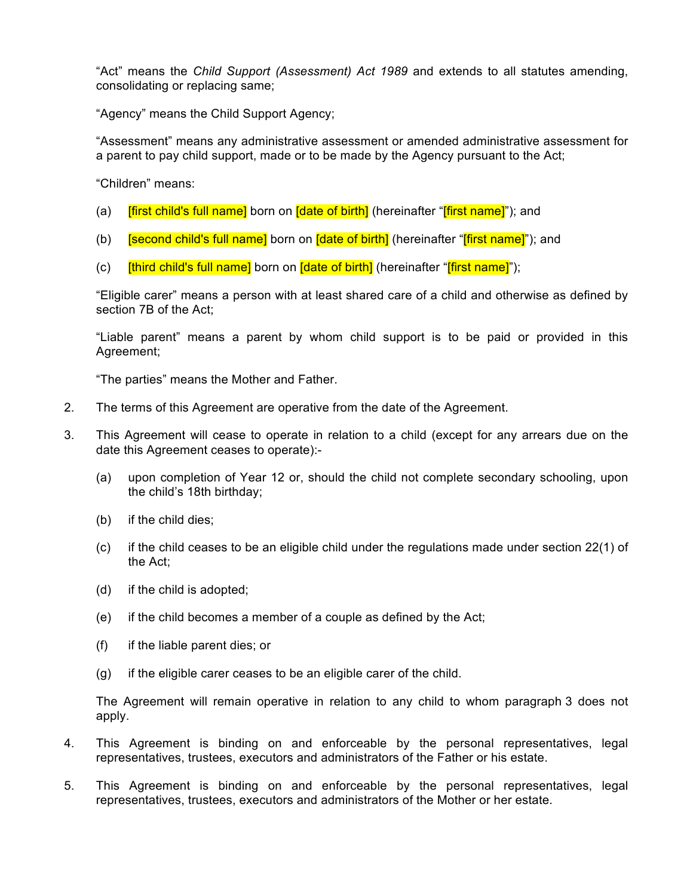"Act" means the *Child Support (Assessment) Act 1989* and extends to all statutes amending, consolidating or replacing same;

"Agency" means the Child Support Agency;

"Assessment" means any administrative assessment or amended administrative assessment for a parent to pay child support, made or to be made by the Agency pursuant to the Act;

"Children" means:

(a) [first child's full name] born on [date of birth] (hereinafter "[first name]"); and

(b) [second child's full name] born on [date of birth] (hereinafter "[first name]"); and

(c) [third child's full name] born on [date of birth] (hereinafter "[first name]");

"Eligible carer" means a person with at least shared care of a child and otherwise as defined by section 7B of the Act;

"Liable parent" means a parent by whom child support is to be paid or provided in this Agreement;

"The parties" means the Mother and Father.

2. The terms of this Agreement are operative from the date of the Agreement.

3. This Agreement will cease to operate in relation to a child (except for any arrears due on the date this Agreement ceases to operate):-

   (a) upon completion of Year 12 or, should the child not complete secondary schooling, upon the child's 18th birthday;

   (b) if the child dies;

   (c) if the child ceases to be an eligible child under the regulations made under section 22(1) of the Act;

   (d) if the child is adopted;

   (e) if the child becomes a member of a couple as defined by the Act;

   (f) if the liable parent dies; or

   (g) if the eligible carer ceases to be an eligible carer of the child.

   The Agreement will remain operative in relation to any child to whom paragraph 3 does not apply.

4. This Agreement is binding on and enforceable by the personal representatives, legal representatives, trustees, executors and administrators of the Father or his estate.

5. This Agreement is binding on and enforceable by the personal representatives, legal representatives, trustees, executors and administrators of the Mother or her estate.